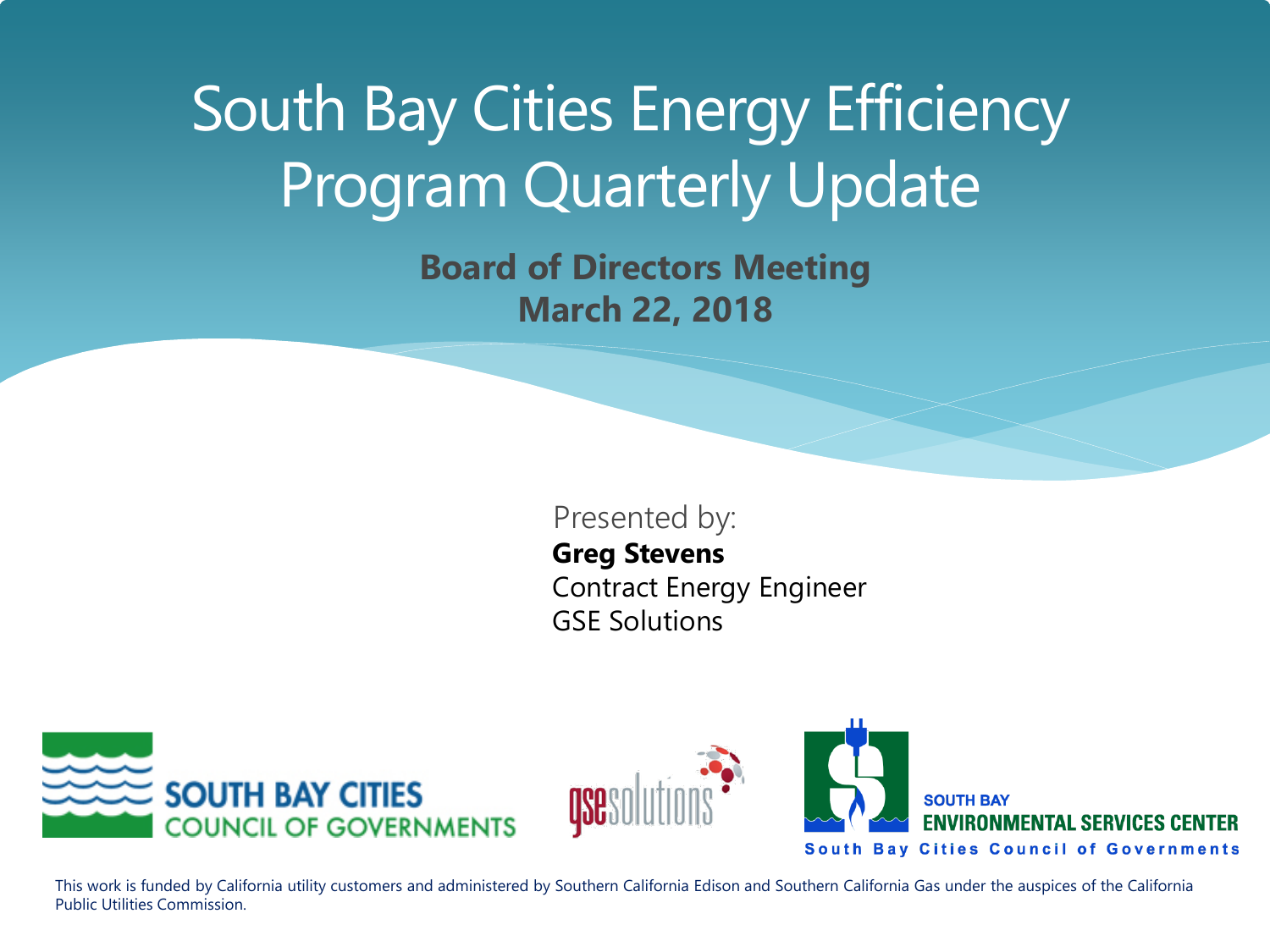# South Bay Cities Energy Efficiency Program Quarterly Update

**Board of Directors Meeting**
**March 22, 2018**

Presented by:
**Greg Stevens**
Contract Energy Engineer
GSE Solutions

SOUTH BAY CITIES COUNCIL OF GOVERNMENTS

gsesolutions

SOUTH BAY ENVIRONMENTAL SERVICES CENTER
South Bay Cities Council of Governments

This work is funded by California utility customers and administered by Southern California Edison and Southern California Gas under the auspices of the California Public Utilities Commission.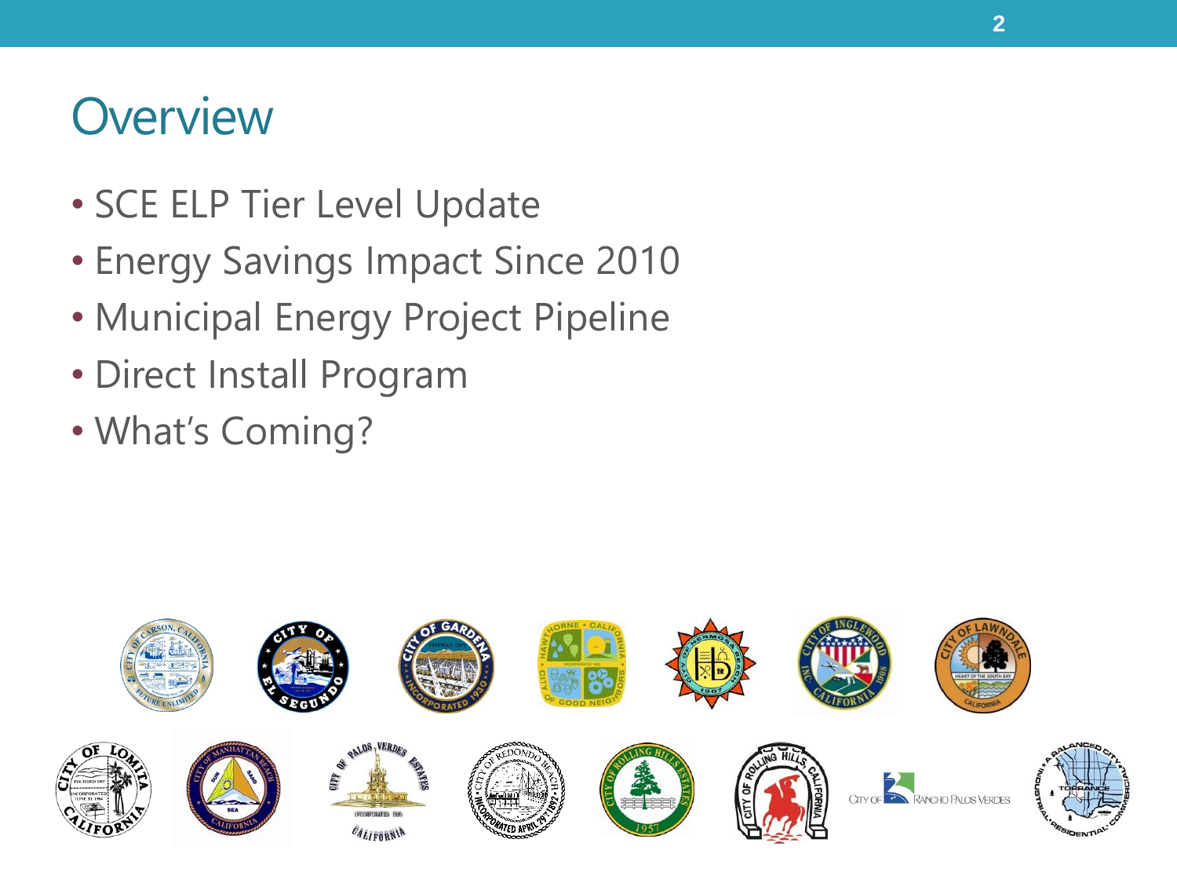# Overview

- SCE ELP Tier Level Update
- Energy Savings Impact Since 2010
- Municipal Energy Project Pipeline
- Direct Install Program
- What's Coming?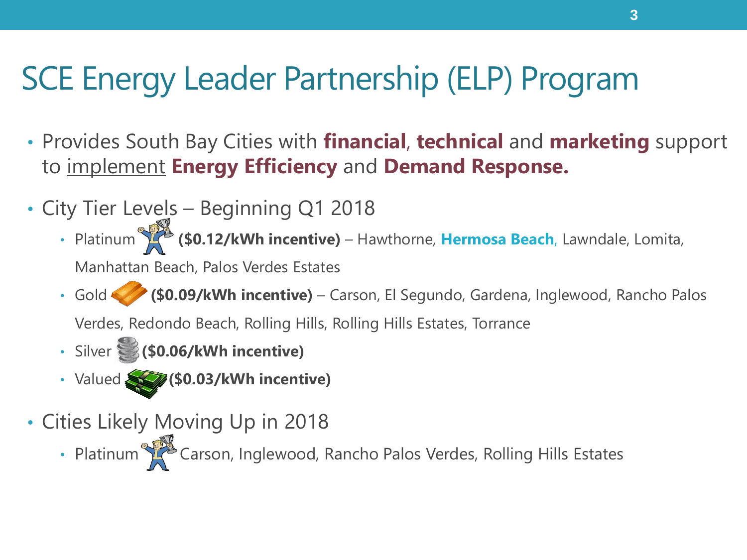# SCE Energy Leader Partnership (ELP) Program

- Provides South Bay Cities with **financial**, **technical** and **marketing** support to implement **Energy Efficiency** and **Demand Response.**
- City Tier Levels – Beginning Q1 2018
  - Platinum **($0.12/kWh incentive)** – Hawthorne, **Hermosa Beach**, Lawndale, Lomita, Manhattan Beach, Palos Verdes Estates
  - Gold **($0.09/kWh incentive)** – Carson, El Segundo, Gardena, Inglewood, Rancho Palos Verdes, Redondo Beach, Rolling Hills, Rolling Hills Estates, Torrance
  - Silver **($0.06/kWh incentive)**
  - Valued **($0.03/kWh incentive)**
- Cities Likely Moving Up in 2018
  - Platinum Carson, Inglewood, Rancho Palos Verdes, Rolling Hills Estates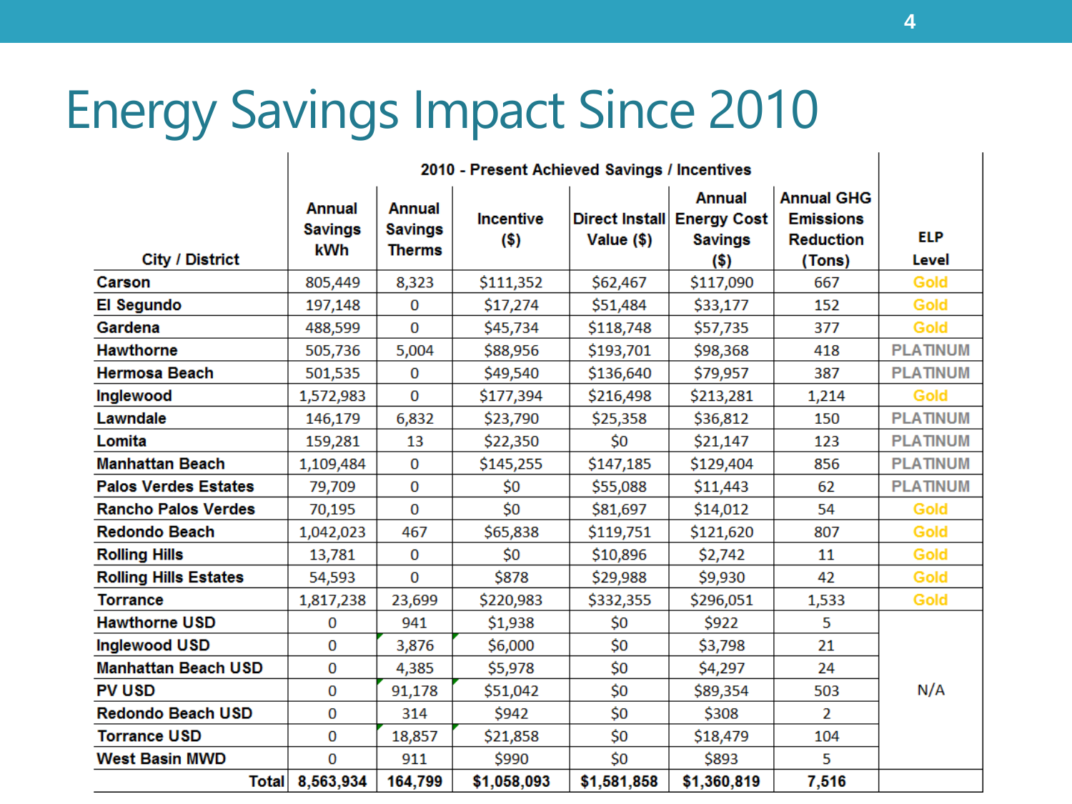# Energy Savings Impact Since 2010

| City / District | 2010 - Present Achieved Savings / Incentives | | | | | | ELP Level |
|---|---|---|---|---|---|---|---|
| | Annual Savings kWh | Annual Savings Therms | Incentive ($) | Direct Install Value ($) | Annual Energy Cost Savings ($) | Annual GHG Emissions Reduction (Tons) | |
| **Carson** | 805,449 | 8,323 | $111,352 | $62,467 | $117,090 | 667 | Gold |
| **El Segundo** | 197,148 | 0 | $17,274 | $51,484 | $33,177 | 152 | Gold |
| **Gardena** | 488,599 | 0 | $45,734 | $118,748 | $57,735 | 377 | Gold |
| **Hawthorne** | 505,736 | 5,004 | $88,956 | $193,701 | $98,368 | 418 | PLATINUM |
| **Hermosa Beach** | 501,535 | 0 | $49,540 | $136,640 | $79,957 | 387 | PLATINUM |
| **Inglewood** | 1,572,983 | 0 | $177,394 | $216,498 | $213,281 | 1,214 | Gold |
| **Lawndale** | 146,179 | 6,832 | $23,790 | $25,358 | $36,812 | 150 | PLATINUM |
| **Lomita** | 159,281 | 13 | $22,350 | $0 | $21,147 | 123 | PLATINUM |
| **Manhattan Beach** | 1,109,484 | 0 | $145,255 | $147,185 | $129,404 | 856 | PLATINUM |
| **Palos Verdes Estates** | 79,709 | 0 | $0 | $55,088 | $11,443 | 62 | PLATINUM |
| **Rancho Palos Verdes** | 70,195 | 0 | $0 | $81,697 | $14,012 | 54 | Gold |
| **Redondo Beach** | 1,042,023 | 467 | $65,838 | $119,751 | $121,620 | 807 | Gold |
| **Rolling Hills** | 13,781 | 0 | $0 | $10,896 | $2,742 | 11 | Gold |
| **Rolling Hills Estates** | 54,593 | 0 | $878 | $29,988 | $9,930 | 42 | Gold |
| **Torrance** | 1,817,238 | 23,699 | $220,983 | $332,355 | $296,051 | 1,533 | Gold |
| **Hawthorne USD** | 0 | 941 | $1,938 | $0 | $922 | 5 | N/A |
| **Inglewood USD** | 0 | 3,876 | $6,000 | $0 | $3,798 | 21 | |
| **Manhattan Beach USD** | 0 | 4,385 | $5,978 | $0 | $4,297 | 24 | |
| **PV USD** | 0 | 91,178 | $51,042 | $0 | $89,354 | 503 | |
| **Redondo Beach USD** | 0 | 314 | $942 | $0 | $308 | 2 | |
| **Torrance USD** | 0 | 18,857 | $21,858 | $0 | $18,479 | 104 | |
| **West Basin MWD** | 0 | 911 | $990 | $0 | $893 | 5 | |
| **Total** | **8,563,934** | **164,799** | **$1,058,093** | **$1,581,858** | **$1,360,819** | **7,516** | |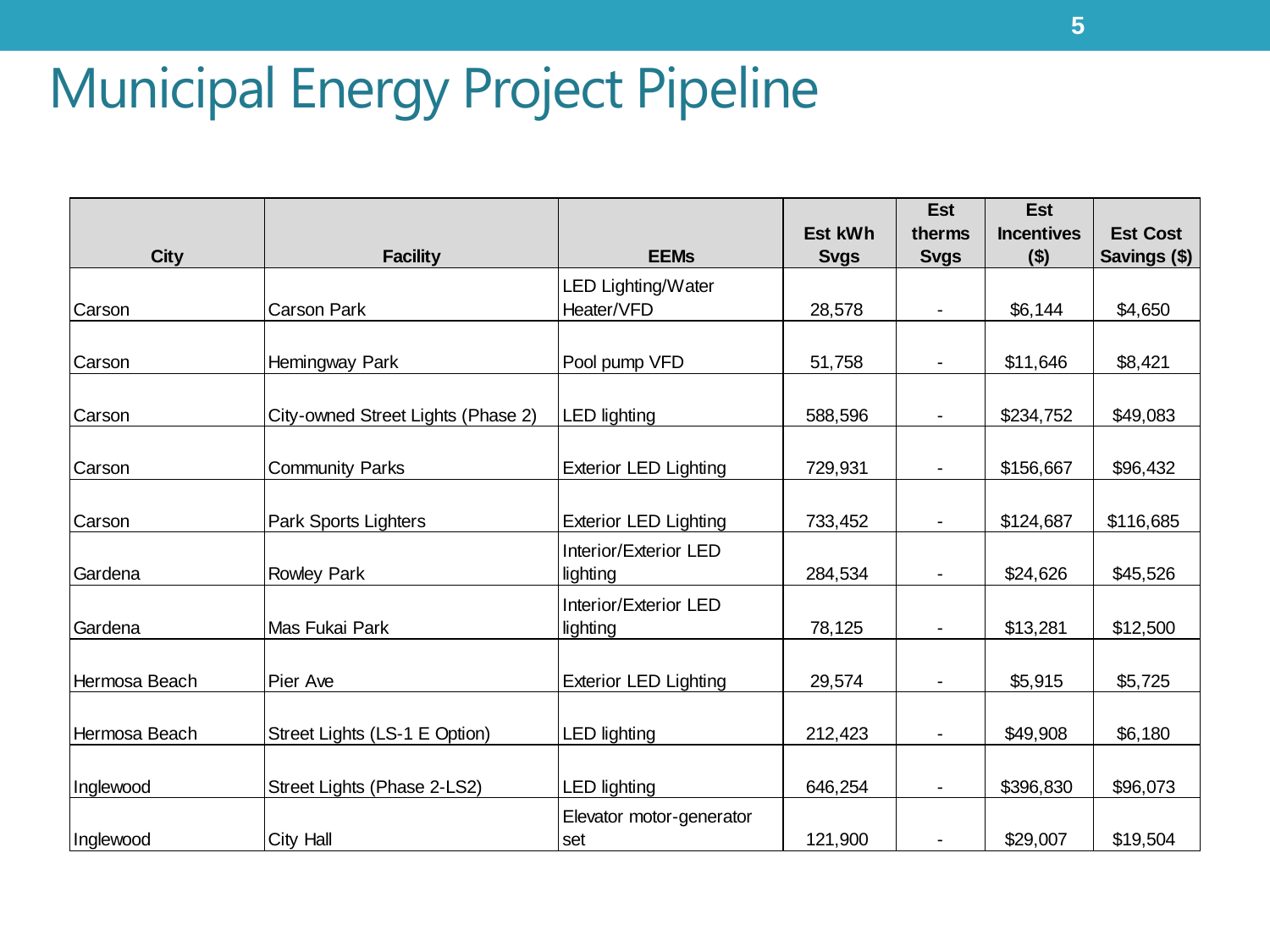# Municipal Energy Project Pipeline

| City | Facility | EEMs | Est kWh Svgs | Est therms Svgs | Est Incentives ($) | Est Cost Savings ($) |
|---|---|---|---|---|---|---|
| Carson | Carson Park | LED Lighting/Water Heater/VFD | 28,578 | - | $6,144 | $4,650 |
| Carson | Hemingway Park | Pool pump VFD | 51,758 | - | $11,646 | $8,421 |
| Carson | City-owned Street Lights (Phase 2) | LED lighting | 588,596 | - | $234,752 | $49,083 |
| Carson | Community Parks | Exterior LED Lighting | 729,931 | - | $156,667 | $96,432 |
| Carson | Park Sports Lighters | Exterior LED Lighting | 733,452 | - | $124,687 | $116,685 |
| Gardena | Rowley Park | Interior/Exterior LED lighting | 284,534 | - | $24,626 | $45,526 |
| Gardena | Mas Fukai Park | Interior/Exterior LED lighting | 78,125 | - | $13,281 | $12,500 |
| Hermosa Beach | Pier Ave | Exterior LED Lighting | 29,574 | - | $5,915 | $5,725 |
| Hermosa Beach | Street Lights (LS-1 E Option) | LED lighting | 212,423 | - | $49,908 | $6,180 |
| Inglewood | Street Lights (Phase 2-LS2) | LED lighting | 646,254 | - | $396,830 | $96,073 |
| Inglewood | City Hall | Elevator motor-generator set | 121,900 | - | $29,007 | $19,504 |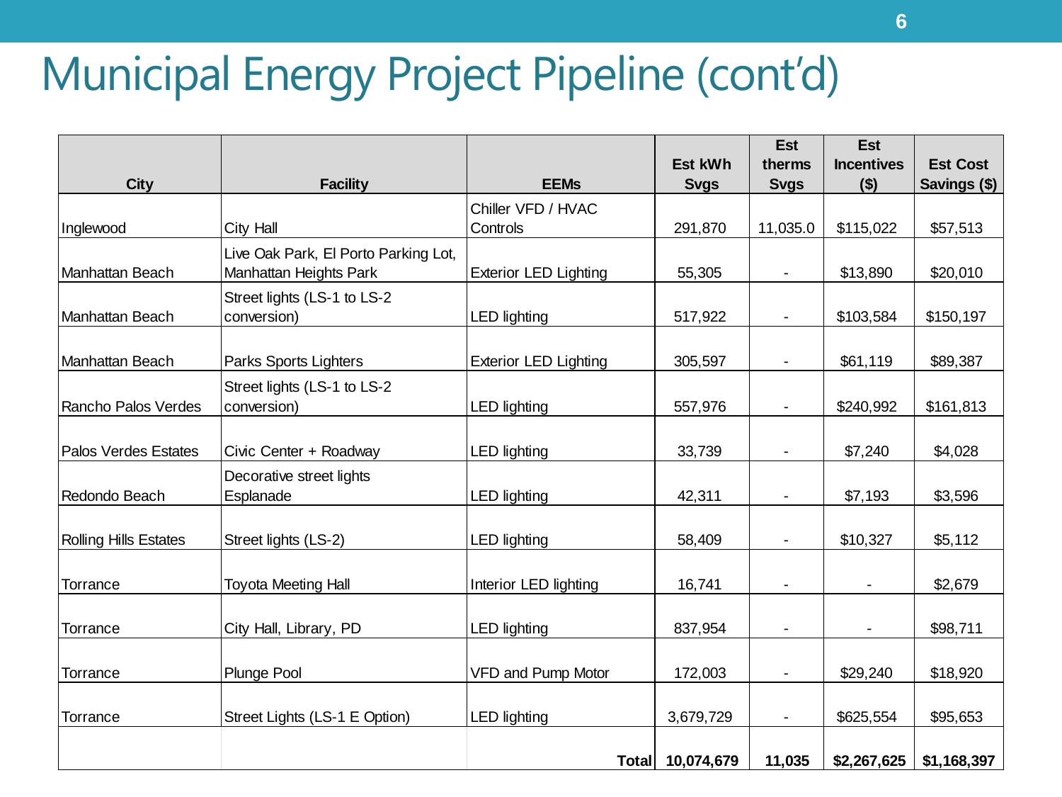# Municipal Energy Project Pipeline (cont'd)

| City | Facility | EEMs | Est kWh Svgs | Est therms Svgs | Est Incentives ($) | Est Cost Savings ($) |
|---|---|---|---|---|---|---|
| Inglewood | City Hall | Chiller VFD / HVAC Controls | 291,870 | 11,035.0 | $115,022 | $57,513 |
| Manhattan Beach | Live Oak Park, El Porto Parking Lot, Manhattan Heights Park | Exterior LED Lighting | 55,305 | - | $13,890 | $20,010 |
| Manhattan Beach | Street lights (LS-1 to LS-2 conversion) | LED lighting | 517,922 | - | $103,584 | $150,197 |
| Manhattan Beach | Parks Sports Lighters | Exterior LED Lighting | 305,597 | - | $61,119 | $89,387 |
| Rancho Palos Verdes | Street lights (LS-1 to LS-2 conversion) | LED lighting | 557,976 | - | $240,992 | $161,813 |
| Palos Verdes Estates | Civic Center + Roadway | LED lighting | 33,739 | - | $7,240 | $4,028 |
| Redondo Beach | Decorative street lights Esplanade | LED lighting | 42,311 | - | $7,193 | $3,596 |
| Rolling Hills Estates | Street lights (LS-2) | LED lighting | 58,409 | - | $10,327 | $5,112 |
| Torrance | Toyota Meeting Hall | Interior LED lighting | 16,741 | - | - | $2,679 |
| Torrance | City Hall, Library, PD | LED lighting | 837,954 | - | - | $98,711 |
| Torrance | Plunge Pool | VFD and Pump Motor | 172,003 | - | $29,240 | $18,920 |
| Torrance | Street Lights (LS-1 E Option) | LED lighting | 3,679,729 | - | $625,554 | $95,653 |
| | | **Total** | **10,074,679** | **11,035** | **$2,267,625** | **$1,168,397** |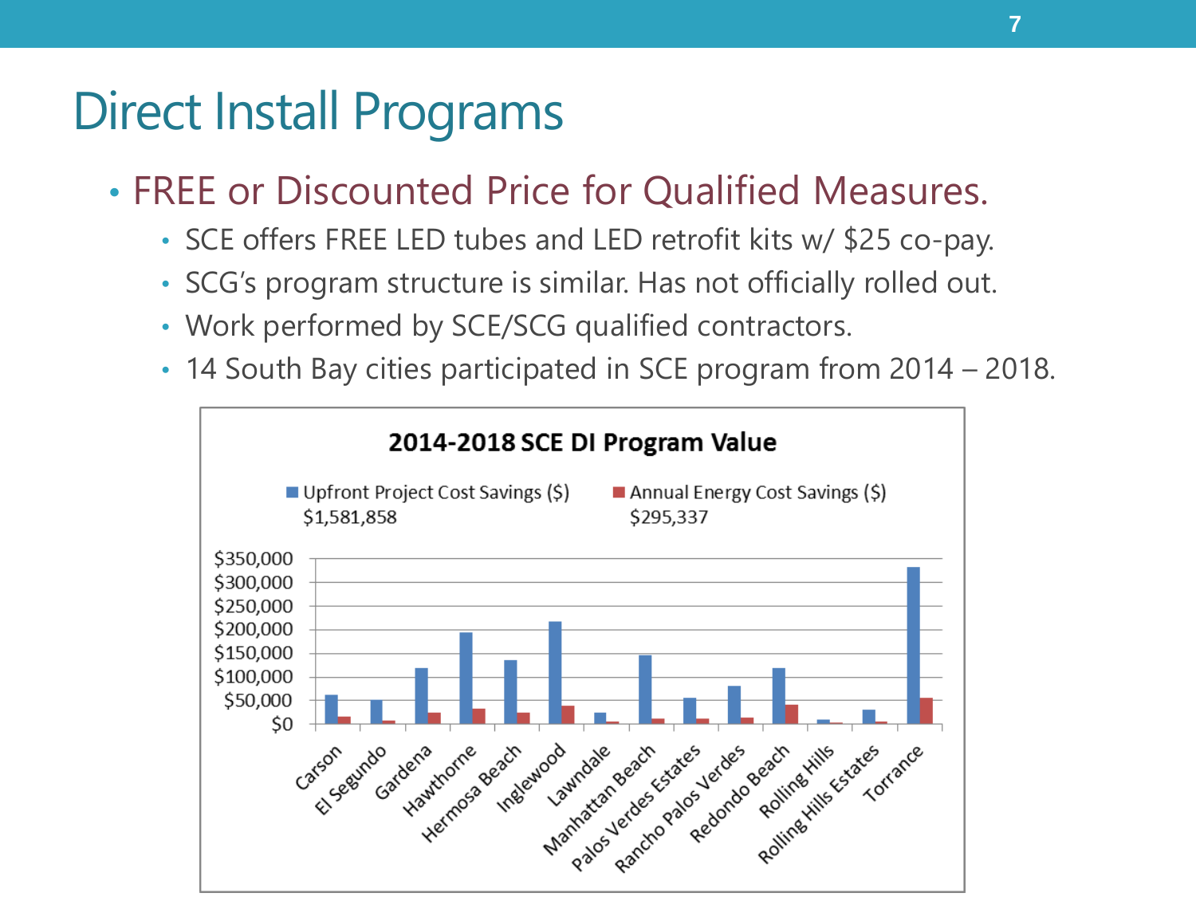# Direct Install Programs

- FREE or Discounted Price for Qualified Measures.
  - SCE offers FREE LED tubes and LED retrofit kits w/ $25 co-pay.
  - SCG's program structure is similar. Has not officially rolled out.
  - Work performed by SCE/SCG qualified contractors.
  - 14 South Bay cities participated in SCE program from 2014 – 2018.

**2014-2018 SCE DI Program Value**

Upfront Project Cost Savings ($) $1,581,858

Annual Energy Cost Savings ($) $295,337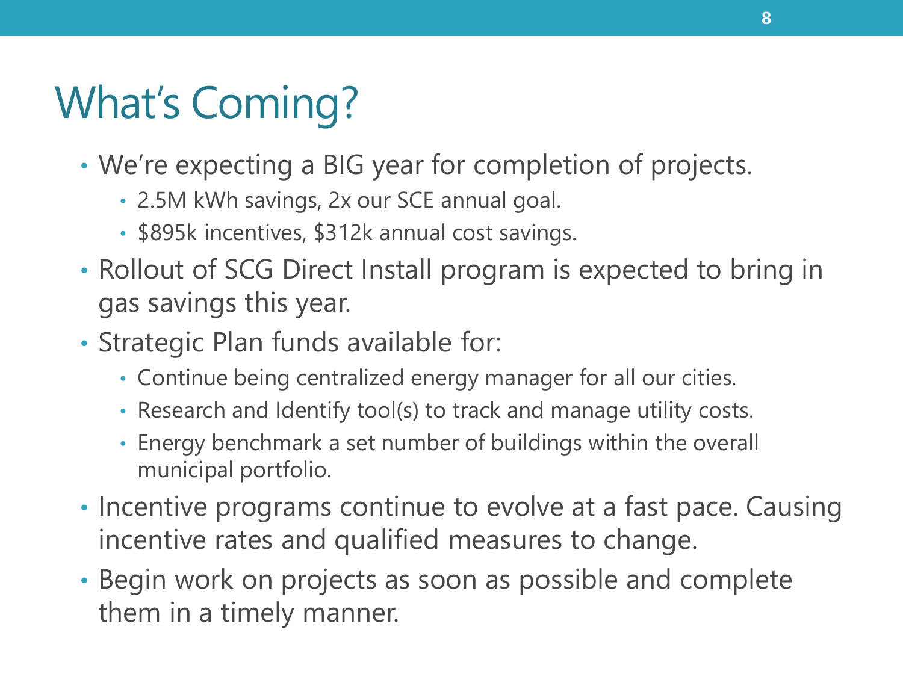# What's Coming?

- We're expecting a BIG year for completion of projects.
  - 2.5M kWh savings, 2x our SCE annual goal.
  - $895k incentives, $312k annual cost savings.
- Rollout of SCG Direct Install program is expected to bring in gas savings this year.
- Strategic Plan funds available for:
  - Continue being centralized energy manager for all our cities.
  - Research and Identify tool(s) to track and manage utility costs.
  - Energy benchmark a set number of buildings within the overall municipal portfolio.
- Incentive programs continue to evolve at a fast pace. Causing incentive rates and qualified measures to change.
- Begin work on projects as soon as possible and complete them in a timely manner.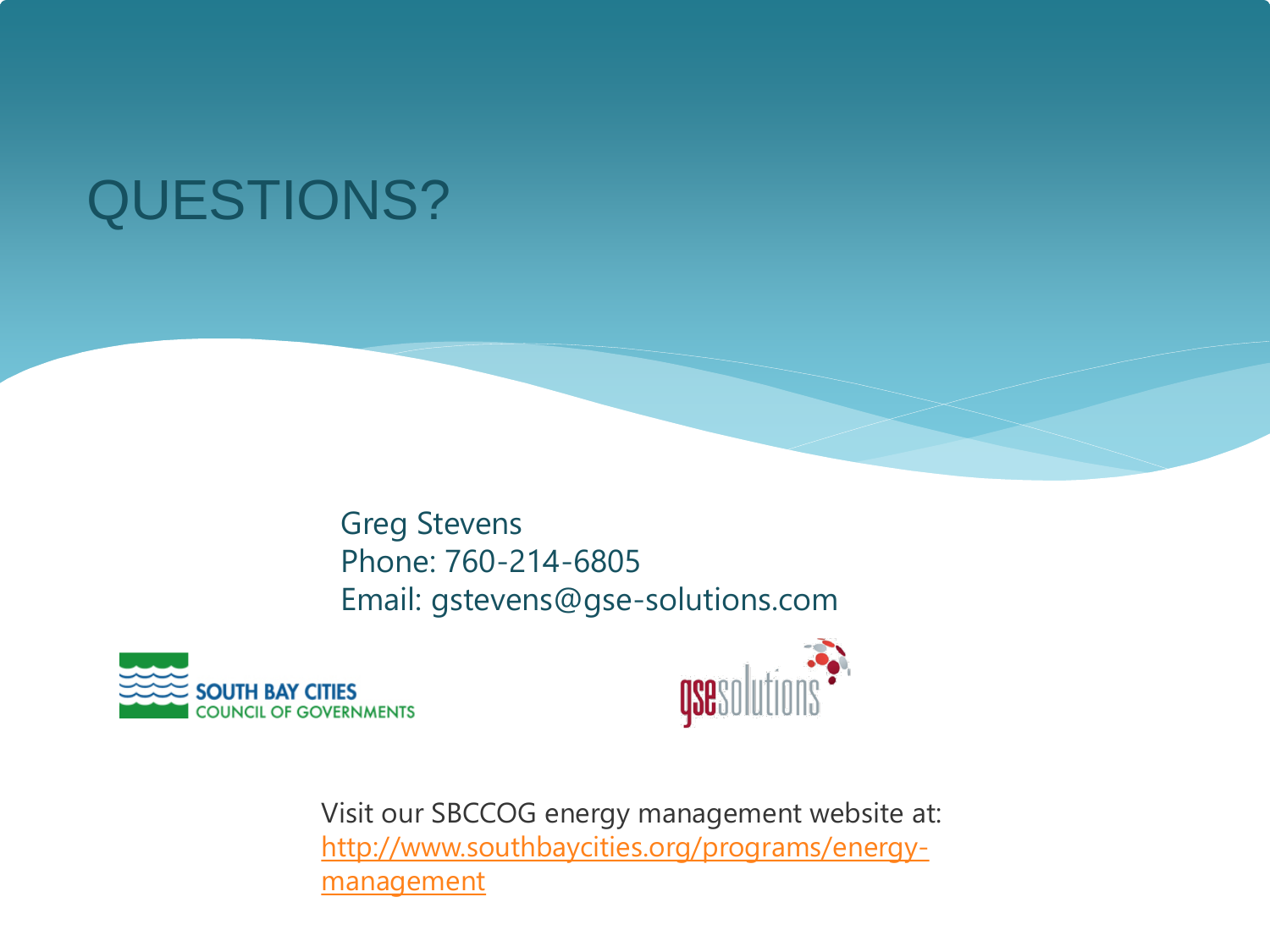# QUESTIONS?

Greg Stevens
Phone: 760-214-6805
Email: gstevens@gse-solutions.com

SOUTH BAY CITIES
COUNCIL OF GOVERNMENTS

gsesolutions

Visit our SBCCOG energy management website at:
[http://www.southbaycities.org/programs/energy-management](http://www.southbaycities.org/programs/energy-management)